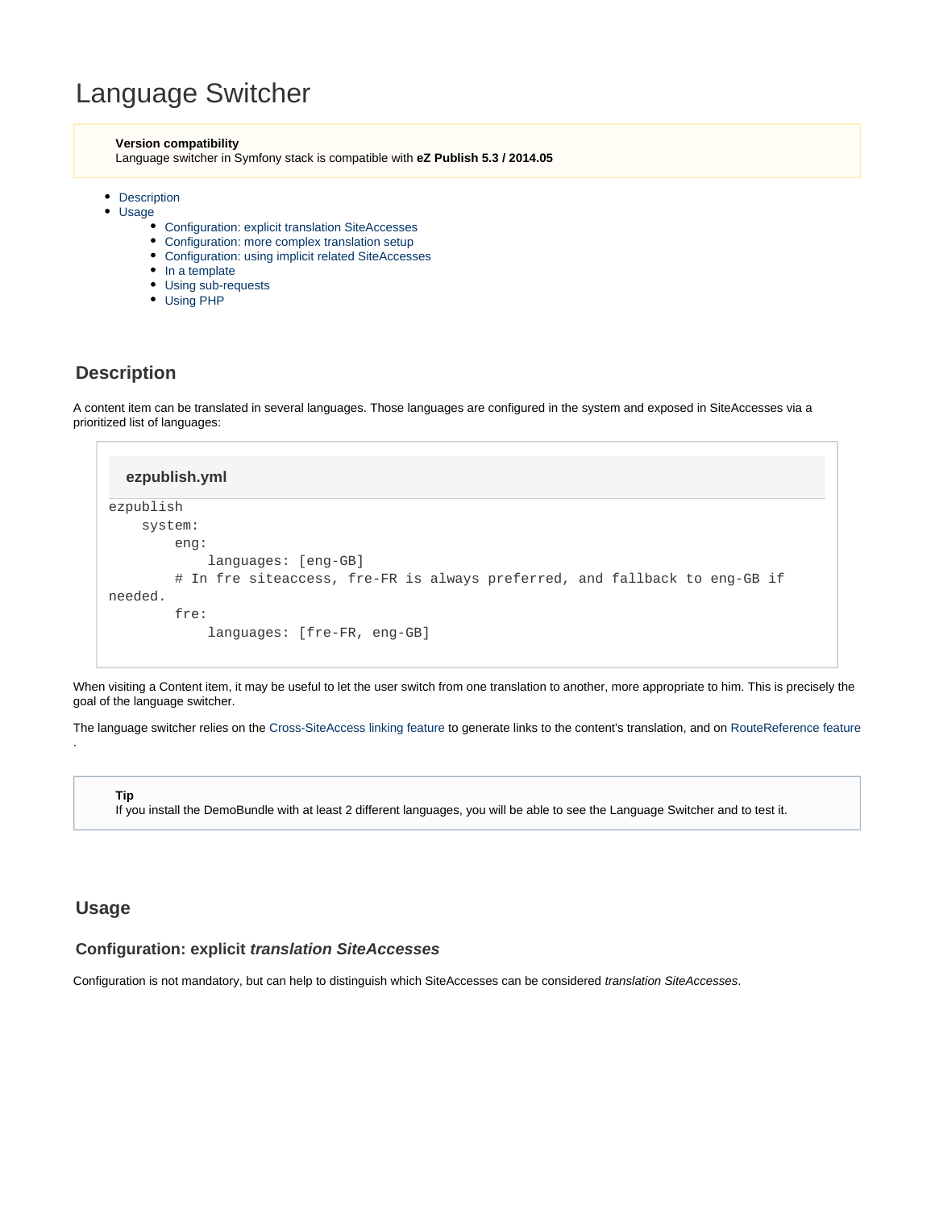# Language Switcher

> **Version compatibility**
> Language switcher in Symfony stack is compatible with **eZ Publish 5.3 / 2014.05**

- Description
- Usage
  - Configuration: explicit translation SiteAccesses
  - Configuration: more complex translation setup
  - Configuration: using implicit related SiteAccesses
  - In a template
  - Using sub-requests
  - Using PHP

## Description

A content item can be translated in several languages. Those languages are configured in the system and exposed in SiteAccesses via a prioritized list of languages:

**ezpublish.yml**

```
ezpublish
    system:
        eng:
            languages: [eng-GB]
        # In fre siteaccess, fre-FR is always preferred, and fallback to eng-GB if needed.
        fre:
            languages: [fre-FR, eng-GB]
```

When visiting a Content item, it may be useful to let the user switch from one translation to another, more appropriate to him. This is precisely the goal of the language switcher.

The language switcher relies on the Cross-SiteAccess linking feature to generate links to the content's translation, and on RouteReference feature.

> **Tip**
> If you install the DemoBundle with at least 2 different languages, you will be able to see the Language Switcher and to test it.

## Usage

### Configuration: explicit *translation SiteAccesses*

Configuration is not mandatory, but can help to distinguish which SiteAccesses can be considered *translation SiteAccesses*.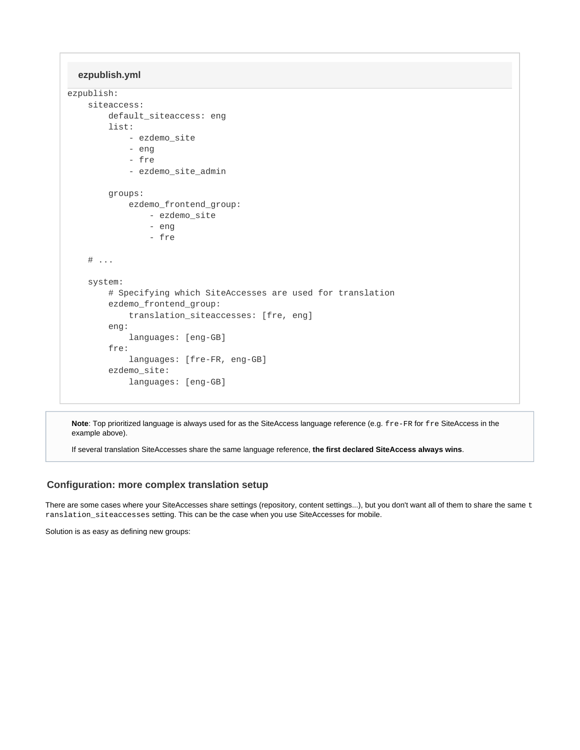**ezpublish.yml**

```
ezpublish:
    siteaccess:
        default_siteaccess: eng
        list:
            - ezdemo_site
            - eng
            - fre
            - ezdemo_site_admin

        groups:
            ezdemo_frontend_group:
                - ezdemo_site
                - eng
                - fre

    # ...

    system:
        # Specifying which SiteAccesses are used for translation
        ezdemo_frontend_group:
            translation_siteaccesses: [fre, eng]
        eng:
            languages: [eng-GB]
        fre:
            languages: [fre-FR, eng-GB]
        ezdemo_site:
            languages: [eng-GB]
```

**Note**: Top prioritized language is always used for as the SiteAccess language reference (e.g. `fre-FR` for `fre` SiteAccess in the example above).

If several translation SiteAccesses share the same language reference, **the first declared SiteAccess always wins**.

### Configuration: more complex translation setup

There are some cases where your SiteAccesses share settings (repository, content settings...), but you don't want all of them to share the same `translation_siteaccesses` setting. This can be the case when you use SiteAccesses for mobile.

Solution is as easy as defining new groups: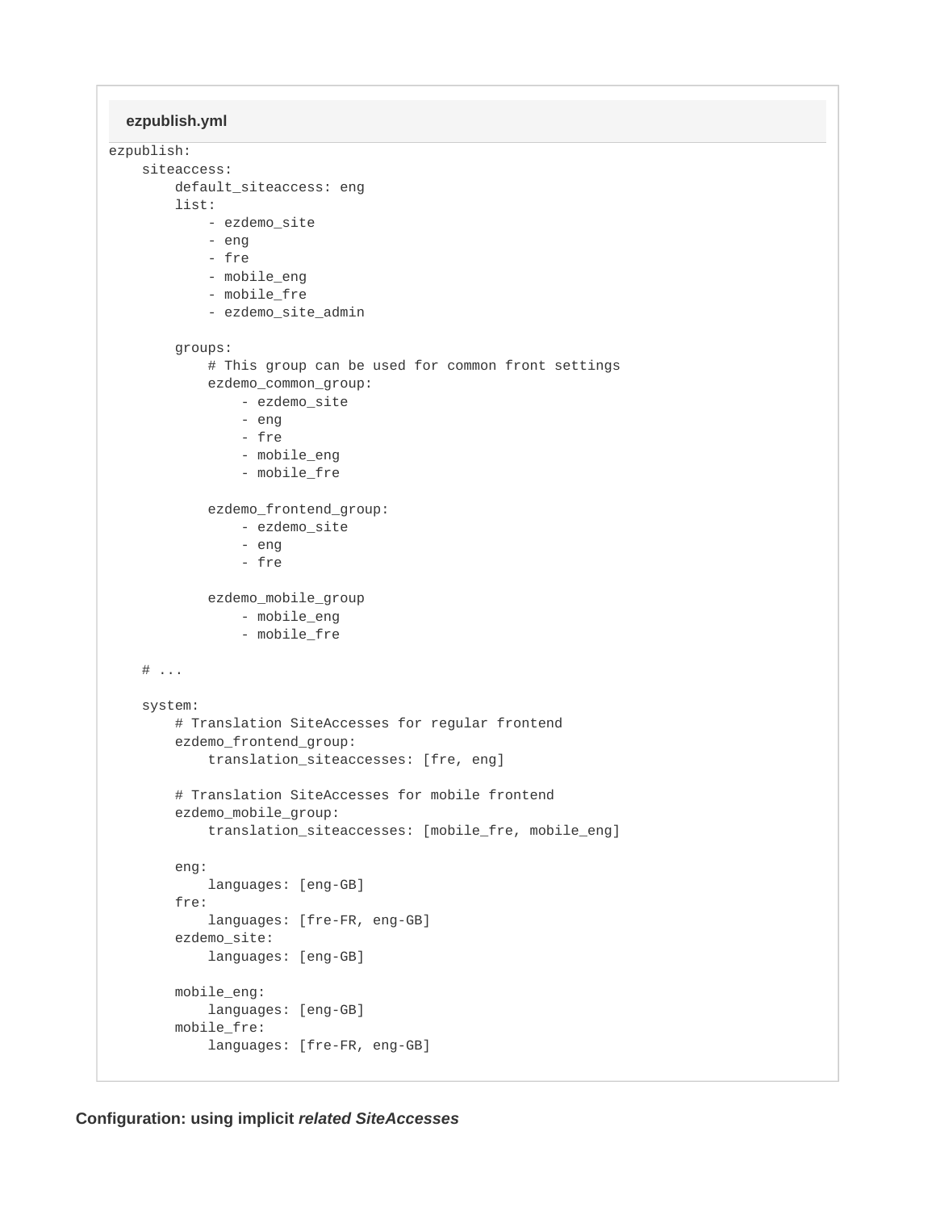**ezpublish.yml**

```
ezpublish:
    siteaccess:
        default_siteaccess: eng
        list:
            - ezdemo_site
            - eng
            - fre
            - mobile_eng
            - mobile_fre
            - ezdemo_site_admin

        groups:
            # This group can be used for common front settings
            ezdemo_common_group:
                - ezdemo_site
                - eng
                - fre
                - mobile_eng
                - mobile_fre

            ezdemo_frontend_group:
                - ezdemo_site
                - eng
                - fre

            ezdemo_mobile_group
                - mobile_eng
                - mobile_fre

    # ...

    system:
        # Translation SiteAccesses for regular frontend
        ezdemo_frontend_group:
            translation_siteaccesses: [fre, eng]

        # Translation SiteAccesses for mobile frontend
        ezdemo_mobile_group:
            translation_siteaccesses: [mobile_fre, mobile_eng]

        eng:
            languages: [eng-GB]
        fre:
            languages: [fre-FR, eng-GB]
        ezdemo_site:
            languages: [eng-GB]

        mobile_eng:
            languages: [eng-GB]
        mobile_fre:
            languages: [fre-FR, eng-GB]
```

**Configuration: using implicit *related SiteAccesses***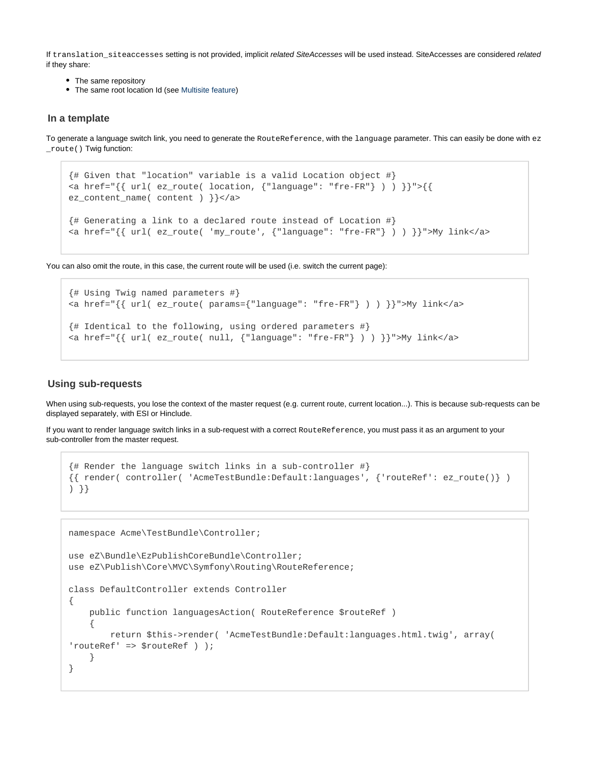If `translation_siteaccesses` setting is not provided, implicit *related SiteAccesses* will be used instead. SiteAccesses are considered *related* if they share:

- The same repository
- The same root location Id (see Multisite feature)

### In a template

To generate a language switch link, you need to generate the `RouteReference`, with the `language` parameter. This can easily be done with `ez_route()` Twig function:

```
{# Given that "location" variable is a valid Location object #}
<a href="{{ url( ez_route( location, {"language": "fre-FR"} ) ) }}">{{
ez_content_name( content ) }}</a>

{# Generating a link to a declared route instead of Location #}
<a href="{{ url( ez_route( 'my_route', {"language": "fre-FR"} ) ) }}">My link</a>
```

You can also omit the route, in this case, the current route will be used (i.e. switch the current page):

```
{# Using Twig named parameters #}
<a href="{{ url( ez_route( params={"language": "fre-FR"} ) ) }}">My link</a>

{# Identical to the following, using ordered parameters #}
<a href="{{ url( ez_route( null, {"language": "fre-FR"} ) ) }}">My link</a>
```

### Using sub-requests

When using sub-requests, you lose the context of the master request (e.g. current route, current location...). This is because sub-requests can be displayed separately, with ESI or Hinclude.

If you want to render language switch links in a sub-request with a correct `RouteReference`, you must pass it as an argument to your sub-controller from the master request.

```
{# Render the language switch links in a sub-controller #}
{{ render( controller( 'AcmeTestBundle:Default:languages', {'routeRef': ez_route()} )
) }}
```

```
namespace Acme\TestBundle\Controller;

use eZ\Bundle\EzPublishCoreBundle\Controller;
use eZ\Publish\Core\MVC\Symfony\Routing\RouteReference;

class DefaultController extends Controller
{
    public function languagesAction( RouteReference $routeRef )
    {
        return $this->render( 'AcmeTestBundle:Default:languages.html.twig', array(
'routeRef' => $routeRef ) );
    }
}
```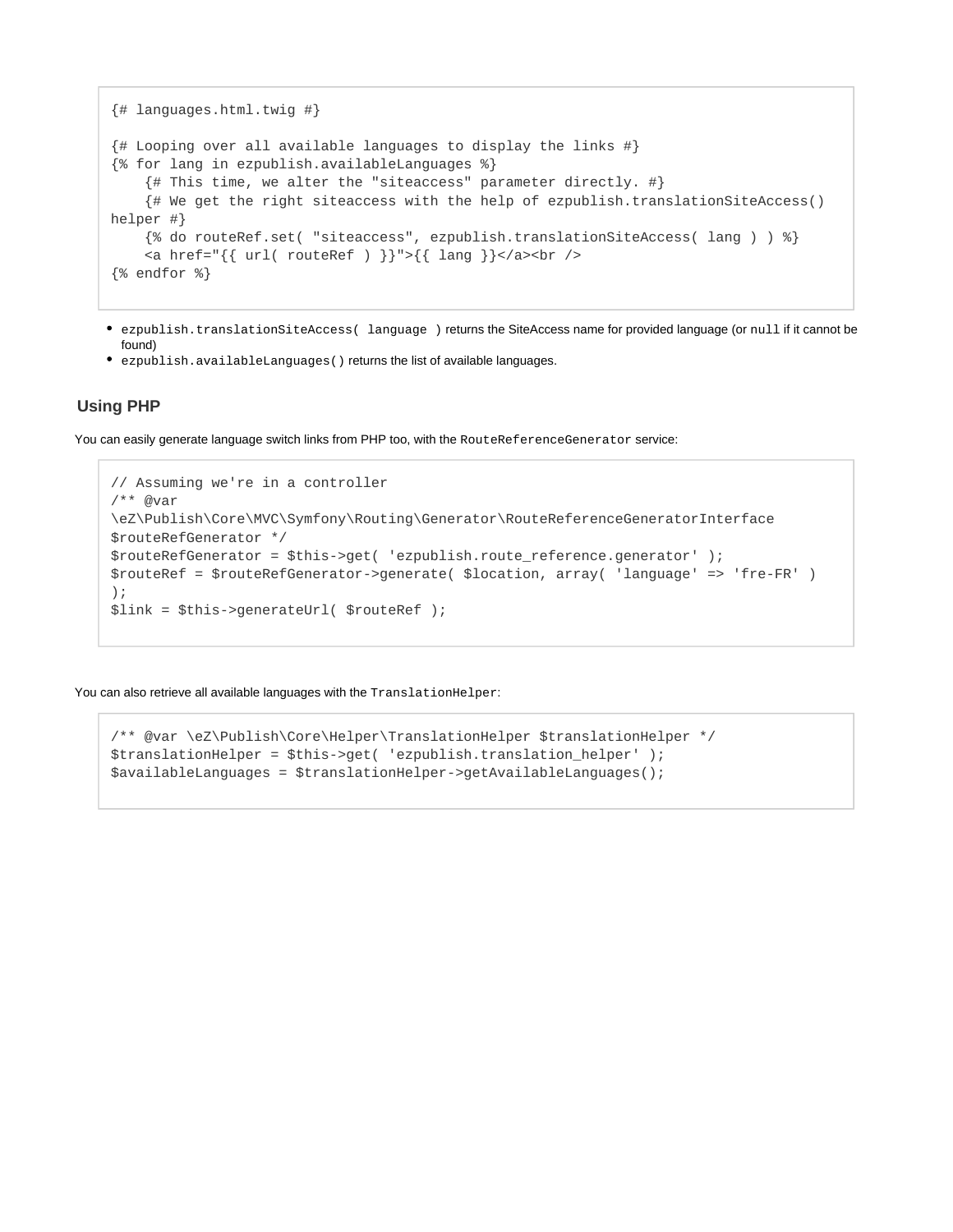```
{# languages.html.twig #}

{# Looping over all available languages to display the links #}
{% for lang in ezpublish.availableLanguages %}
    {# This time, we alter the "siteaccess" parameter directly. #}
    {# We get the right siteaccess with the help of ezpublish.translationSiteAccess()
helper #}
    {% do routeRef.set( "siteaccess", ezpublish.translationSiteAccess( lang ) ) %}
    <a href="{{ url( routeRef ) }}">{{ lang }}</a><br />
{% endfor %}
```

- `ezpublish.translationSiteAccess( language )` returns the SiteAccess name for provided language (or `null` if it cannot be found)
- `ezpublish.availableLanguages()` returns the list of available languages.

### Using PHP

You can easily generate language switch links from PHP too, with the `RouteReferenceGenerator` service:

```
// Assuming we're in a controller
/** @var
\eZ\Publish\Core\MVC\Symfony\Routing\Generator\RouteReferenceGeneratorInterface
$routeRefGenerator */
$routeRefGenerator = $this->get( 'ezpublish.route_reference.generator' );
$routeRef = $routeRefGenerator->generate( $location, array( 'language' => 'fre-FR' )
);
$link = $this->generateUrl( $routeRef );
```

You can also retrieve all available languages with the `TranslationHelper`:

```
/** @var \eZ\Publish\Core\Helper\TranslationHelper $translationHelper */
$translationHelper = $this->get( 'ezpublish.translation_helper' );
$availableLanguages = $translationHelper->getAvailableLanguages();
```